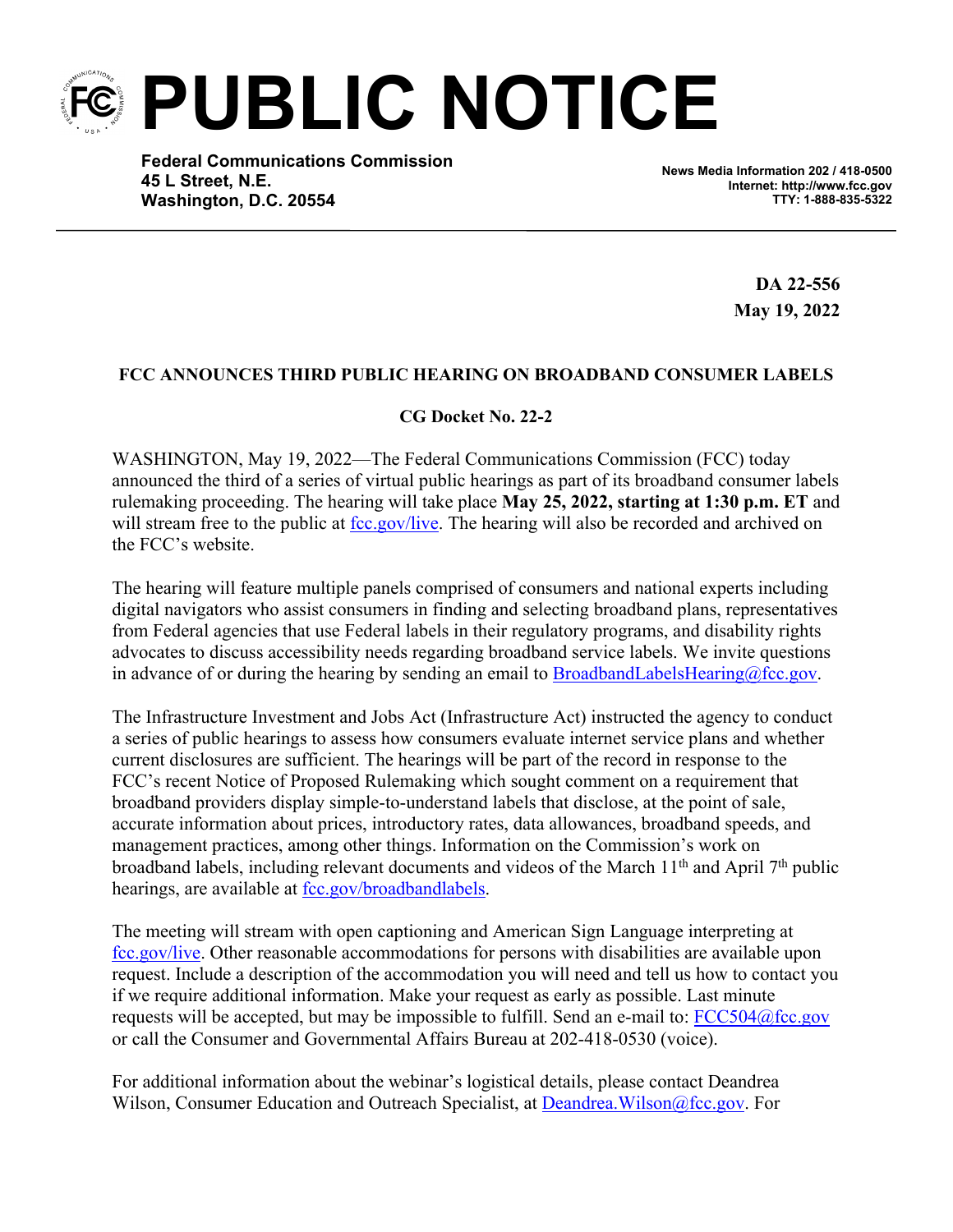# PUBLIC NOTICE

**Federal Communications Commission**
**45 L Street, N.E.**
**Washington, D.C. 20554**

**News Media Information 202 / 418-0500**
**Internet: http://www.fcc.gov**
**TTY: 1-888-835-5322**

**DA 22-556**
**May 19, 2022**

**FCC ANNOUNCES THIRD PUBLIC HEARING ON BROADBAND CONSUMER LABELS**

**CG Docket No. 22-2**

WASHINGTON, May 19, 2022—The Federal Communications Commission (FCC) today announced the third of a series of virtual public hearings as part of its broadband consumer labels rulemaking proceeding. The hearing will take place **May 25, 2022, starting at 1:30 p.m. ET** and will stream free to the public at fcc.gov/live. The hearing will also be recorded and archived on the FCC's website.

The hearing will feature multiple panels comprised of consumers and national experts including digital navigators who assist consumers in finding and selecting broadband plans, representatives from Federal agencies that use Federal labels in their regulatory programs, and disability rights advocates to discuss accessibility needs regarding broadband service labels. We invite questions in advance of or during the hearing by sending an email to BroadbandLabelsHearing@fcc.gov.

The Infrastructure Investment and Jobs Act (Infrastructure Act) instructed the agency to conduct a series of public hearings to assess how consumers evaluate internet service plans and whether current disclosures are sufficient. The hearings will be part of the record in response to the FCC's recent Notice of Proposed Rulemaking which sought comment on a requirement that broadband providers display simple-to-understand labels that disclose, at the point of sale, accurate information about prices, introductory rates, data allowances, broadband speeds, and management practices, among other things. Information on the Commission's work on broadband labels, including relevant documents and videos of the March 11th and April 7th public hearings, are available at fcc.gov/broadbandlabels.

The meeting will stream with open captioning and American Sign Language interpreting at fcc.gov/live. Other reasonable accommodations for persons with disabilities are available upon request. Include a description of the accommodation you will need and tell us how to contact you if we require additional information. Make your request as early as possible. Last minute requests will be accepted, but may be impossible to fulfill. Send an e-mail to: FCC504@fcc.gov or call the Consumer and Governmental Affairs Bureau at 202-418-0530 (voice).

For additional information about the webinar's logistical details, please contact Deandrea Wilson, Consumer Education and Outreach Specialist, at Deandrea.Wilson@fcc.gov. For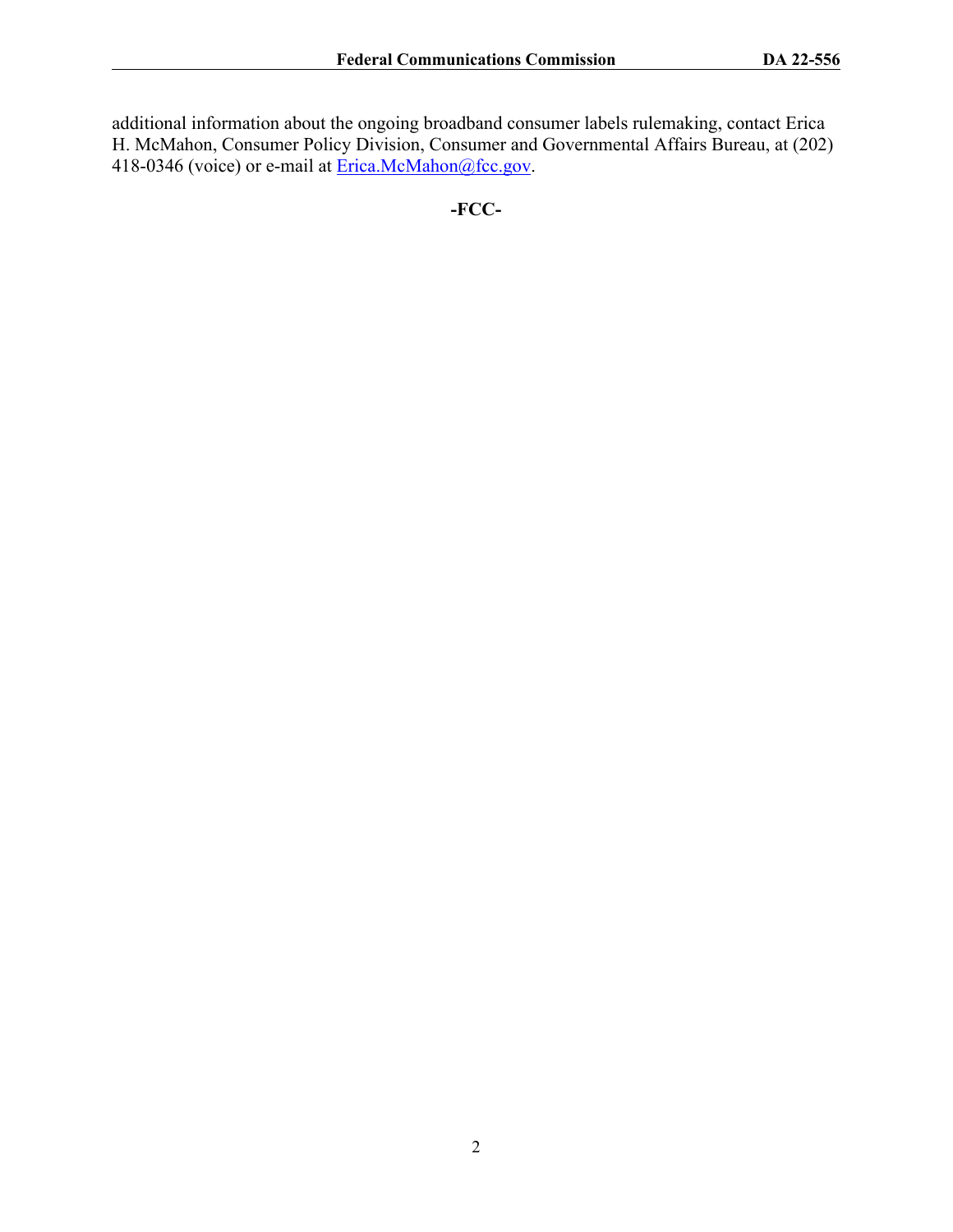additional information about the ongoing broadband consumer labels rulemaking, contact Erica H. McMahon, Consumer Policy Division, Consumer and Governmental Affairs Bureau, at (202) 418-0346 (voice) or e-mail at Erica.McMahon@fcc.gov.

**-FCC-**